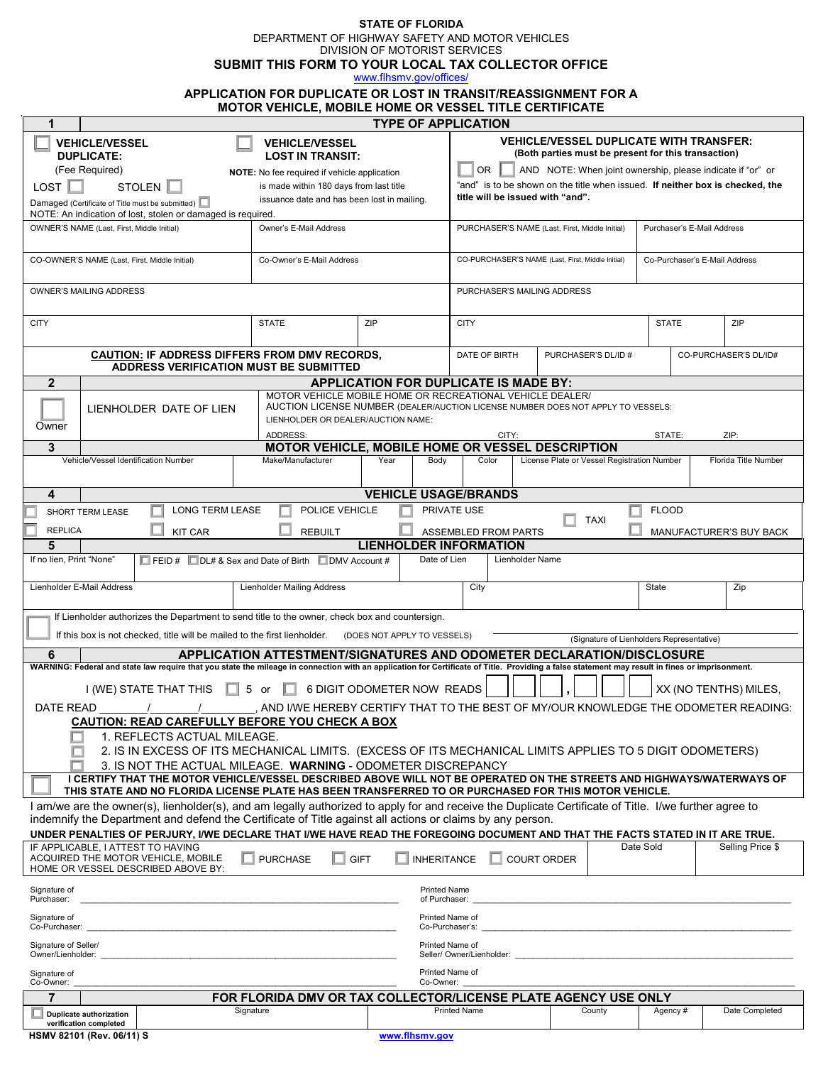# STATE OF FLORIDA

DEPARTMENT OF HIGHWAY SAFETY AND MOTOR VEHICLES
DIVISION OF MOTORIST SERVICES

**SUBMIT THIS FORM TO YOUR LOCAL TAX COLLECTOR OFFICE**
www.flhsmv.gov/offices/

## APPLICATION FOR DUPLICATE OR LOST IN TRANSIT/REASSIGNMENT FOR A MOTOR VEHICLE, MOBILE HOME OR VESSEL TITLE CERTIFICATE

### 1 TYPE OF APPLICATION

☐ **VEHICLE/VESSEL DUPLICATE:** (Fee Required)
LOST ☐ STOLEN ☐
Damaged (Certificate of Title must be submitted) ☐
NOTE: An indication of lost, stolen or damaged is required.

☐ **VEHICLE/VESSEL LOST IN TRANSIT:**
**NOTE:** No fee required if vehicle application is made within 180 days from last title issuance date and has been lost in mailing.

**VEHICLE/VESSEL DUPLICATE WITH TRANSFER:**
**(Both parties must be present for this transaction)**
☐ OR ☐ AND NOTE: When joint ownership, please indicate if "or" or "and" is to be shown on the title when issued. **If neither box is checked, the title will be issued with "and".**

| OWNER'S NAME (Last, First, Middle Initial) | Owner's E-Mail Address | PURCHASER'S NAME (Last, First, Middle Initial) | Purchaser's E-Mail Address |
|---|---|---|---|
| CO-OWNER'S NAME (Last, First, Middle Initial) | Co-Owner's E-Mail Address | CO-PURCHASER'S NAME (Last, First, Middle Initial) | Co-Purchaser's E-Mail Address |

| OWNER'S MAILING ADDRESS | | | PURCHASER'S MAILING ADDRESS | | |
|---|---|---|---|---|---|
| CITY | STATE | ZIP | CITY | STATE | ZIP |
| **CAUTION: IF ADDRESS DIFFERS FROM DMV RECORDS, ADDRESS VERIFICATION MUST BE SUBMITTED** | | | DATE OF BIRTH | PURCHASER'S DL/ID # | CO-PURCHASER'S DL/ID# |

### 2 APPLICATION FOR DUPLICATE IS MADE BY:

☐ Owner

LIENHOLDER DATE OF LIEN

MOTOR VEHICLE MOBILE HOME OR RECREATIONAL VEHICLE DEALER/ AUCTION LICENSE NUMBER (DEALER/AUCTION LICENSE NUMBER DOES NOT APPLY TO VESSELS:
LIENHOLDER OR DEALER/AUCTION NAME:
ADDRESS: CITY: STATE: ZIP:

### 3 MOTOR VEHICLE, MOBILE HOME OR VESSEL DESCRIPTION

| Vehicle/Vessel Identification Number | Make/Manufacturer | Year | Body | Color | License Plate or Vessel Registration Number | Florida Title Number |
|---|---|---|---|---|---|---|
| | | | | | | |

### 4 VEHICLE USAGE/BRANDS

☐ SHORT TERM LEASE ☐ LONG TERM LEASE ☐ POLICE VEHICLE ☐ PRIVATE USE ☐ TAXI ☐ FLOOD
☐ REPLICA ☐ KIT CAR ☐ REBUILT ☐ ASSEMBLED FROM PARTS ☐ MANUFACTURER'S BUY BACK

### 5 LIENHOLDER INFORMATION

| If no lien, Print "None" | ☐ FEID # ☐ DL# & Sex and Date of Birth ☐ DMV Account # | Date of Lien | Lienholder Name | |
|---|---|---|---|---|
| Lienholder E-Mail Address | Lienholder Mailing Address | City | State | Zip |

☐ If Lienholder authorizes the Department to send title to the owner, check box and countersign.
If this box is not checked, title will be mailed to the first lienholder. (DOES NOT APPLY TO VESSELS)

_______________________________ (Signature of Lienholders Representative)

### 6 APPLICATION ATTESTMENT/SIGNATURES AND ODOMETER DECLARATION/DISCLOSURE

**WARNING: Federal and state law require that you state the mileage in connection with an application for Certificate of Title. Providing a false statement may result in fines or imprisonment.**

I (WE) STATE THAT THIS ☐ 5 or ☐ 6 DIGIT ODOMETER NOW READS ☐☐☐,☐☐☐ XX (NO TENTHS) MILES,

DATE READ ______/______/______, AND I/WE HEREBY CERTIFY THAT TO THE BEST OF MY/OUR KNOWLEDGE THE ODOMETER READING:

**CAUTION: READ CAREFULLY BEFORE YOU CHECK A BOX**

☐ 1. REFLECTS ACTUAL MILEAGE.
☐ 2. IS IN EXCESS OF ITS MECHANICAL LIMITS. (EXCESS OF ITS MECHANICAL LIMITS APPLIES TO 5 DIGIT ODOMETERS)
☐ 3. IS NOT THE ACTUAL MILEAGE. WARNING - ODOMETER DISCREPANCY

☐ **I CERTIFY THAT THE MOTOR VEHICLE/VESSEL DESCRIBED ABOVE WILL NOT BE OPERATED ON THE STREETS AND HIGHWAYS/WATERWAYS OF THIS STATE AND NO FLORIDA LICENSE PLATE HAS BEEN TRANSFERRED TO OR PURCHASED FOR THIS MOTOR VEHICLE.**

I am/we are the owner(s), lienholder(s), and am legally authorized to apply for and receive the Duplicate Certificate of Title. I/we further agree to indemnify the Department and defend the Certificate of Title against all actions or claims by any person.

**UNDER PENALTIES OF PERJURY, I/WE DECLARE THAT I/WE HAVE READ THE FOREGOING DOCUMENT AND THAT THE FACTS STATED IN IT ARE TRUE.**

| IF APPLICABLE, I ATTEST TO HAVING ACQUIRED THE MOTOR VEHICLE, MOBILE HOME OR VESSEL DESCRIBED ABOVE BY: | ☐ PURCHASE ☐ GIFT ☐ INHERITANCE ☐ COURT ORDER | Date Sold | Selling Price $ |
|---|---|---|---|

Signature of Purchaser: _______________________ Printed Name of Purchaser: _______________________

Signature of Co-Purchaser: _______________________ Printed Name of Co-Purchaser's: _______________________

Signature of Seller/ Owner/Lienholder: _______________________ Printed Name of Seller/ Owner/Lienholder: _______________________

Signature of Co-Owner: _______________________ Printed Name of Co-Owner: _______________________

### 7 FOR FLORIDA DMV OR TAX COLLECTOR/LICENSE PLATE AGENCY USE ONLY

| ☐ Duplicate authorization verification completed | Signature | Printed Name | County | Agency # | Date Completed |
|---|---|---|---|---|---|

HSMV 82101 (Rev. 06/11) S

www.flhsmv.gov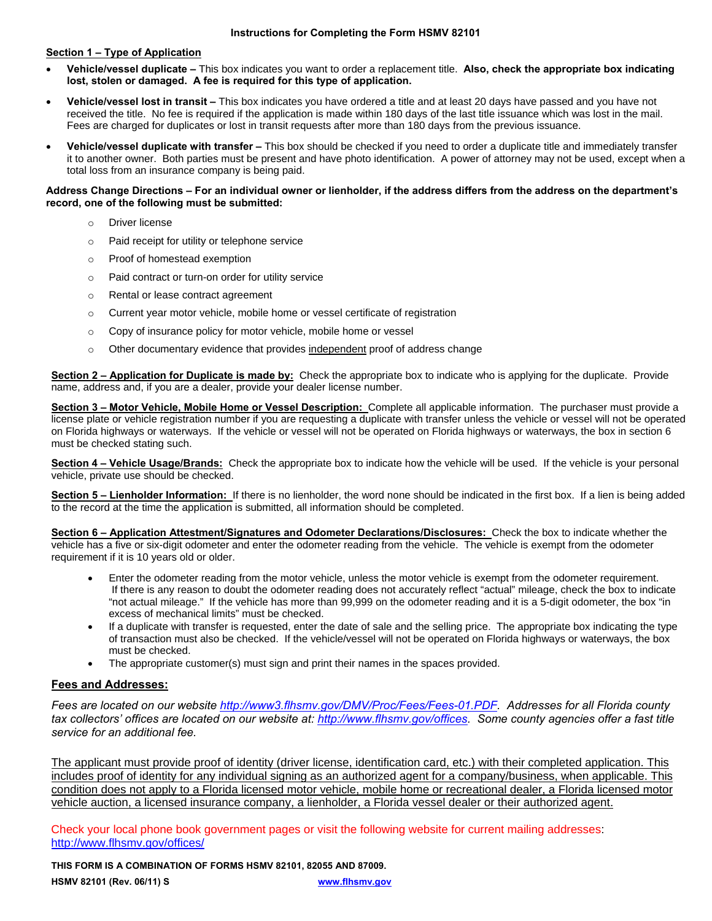## Instructions for Completing the Form HSMV 82101

**Section 1 – Type of Application**

- **Vehicle/vessel duplicate –** This box indicates you want to order a replacement title. **Also, check the appropriate box indicating lost, stolen or damaged. A fee is required for this type of application.**
- **Vehicle/vessel lost in transit –** This box indicates you have ordered a title and at least 20 days have passed and you have not received the title. No fee is required if the application is made within 180 days of the last title issuance which was lost in the mail. Fees are charged for duplicates or lost in transit requests after more than 180 days from the previous issuance.
- **Vehicle/vessel duplicate with transfer –** This box should be checked if you need to order a duplicate title and immediately transfer it to another owner. Both parties must be present and have photo identification. A power of attorney may not be used, except when a total loss from an insurance company is being paid.

**Address Change Directions – For an individual owner or lienholder, if the address differs from the address on the department's record, one of the following must be submitted:**

- Driver license
- Paid receipt for utility or telephone service
- Proof of homestead exemption
- Paid contract or turn-on order for utility service
- Rental or lease contract agreement
- Current year motor vehicle, mobile home or vessel certificate of registration
- Copy of insurance policy for motor vehicle, mobile home or vessel
- Other documentary evidence that provides independent proof of address change

**Section 2 – Application for Duplicate is made by:** Check the appropriate box to indicate who is applying for the duplicate. Provide name, address and, if you are a dealer, provide your dealer license number.

**Section 3 – Motor Vehicle, Mobile Home or Vessel Description:** Complete all applicable information. The purchaser must provide a license plate or vehicle registration number if you are requesting a duplicate with transfer unless the vehicle or vessel will not be operated on Florida highways or waterways. If the vehicle or vessel will not be operated on Florida highways or waterways, the box in section 6 must be checked stating such.

**Section 4 – Vehicle Usage/Brands:** Check the appropriate box to indicate how the vehicle will be used. If the vehicle is your personal vehicle, private use should be checked.

**Section 5 – Lienholder Information:** If there is no lienholder, the word none should be indicated in the first box. If a lien is being added to the record at the time the application is submitted, all information should be completed.

**Section 6 – Application Attestment/Signatures and Odometer Declarations/Disclosures:** Check the box to indicate whether the vehicle has a five or six-digit odometer and enter the odometer reading from the vehicle. The vehicle is exempt from the odometer requirement if it is 10 years old or older.

- Enter the odometer reading from the motor vehicle, unless the motor vehicle is exempt from the odometer requirement. If there is any reason to doubt the odometer reading does not accurately reflect "actual" mileage, check the box to indicate "not actual mileage." If the vehicle has more than 99,999 on the odometer reading and it is a 5-digit odometer, the box "in excess of mechanical limits" must be checked.
- If a duplicate with transfer is requested, enter the date of sale and the selling price. The appropriate box indicating the type of transaction must also be checked. If the vehicle/vessel will not be operated on Florida highways or waterways, the box must be checked.
- The appropriate customer(s) must sign and print their names in the spaces provided.

**Fees and Addresses:**

*Fees are located on our website http://www3.flhsmv.gov/DMV/Proc/Fees/Fees-01.PDF. Addresses for all Florida county tax collectors' offices are located on our website at: http://www.flhsmv.gov/offices. Some county agencies offer a fast title service for an additional fee.*

The applicant must provide proof of identity (driver license, identification card, etc.) with their completed application. This includes proof of identity for any individual signing as an authorized agent for a company/business, when applicable. This condition does not apply to a Florida licensed motor vehicle, mobile home or recreational dealer, a Florida licensed motor vehicle auction, a licensed insurance company, a lienholder, a Florida vessel dealer or their authorized agent.

Check your local phone book government pages or visit the following website for current mailing addresses: http://www.flhsmv.gov/offices/

**THIS FORM IS A COMBINATION OF FORMS HSMV 82101, 82055 AND 87009.**

**HSMV 82101 (Rev. 06/11) S** **www.flhsmv.gov**